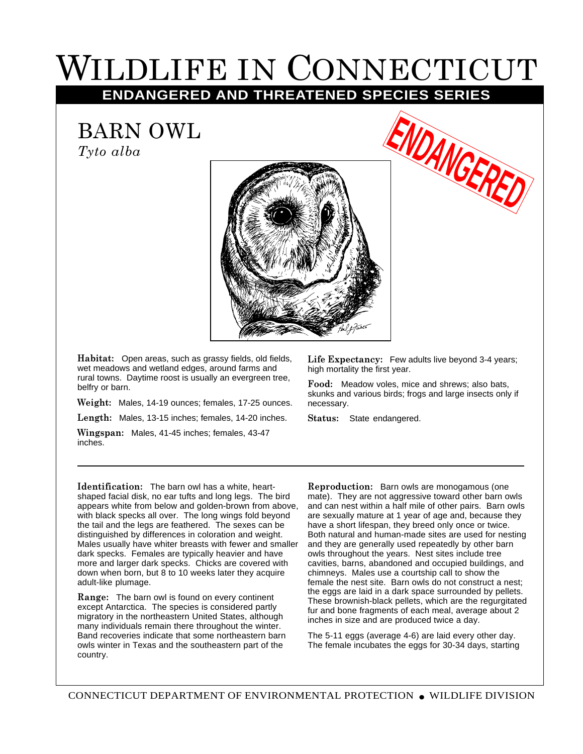# Wildlife in Connecticut

## ENDANGERED AND THREATENED SPECIES SERIES

# BARN OWL

*Tyto alba*

ENDANGERED

**Habitat:** Open areas, such as grassy fields, old fields, wet meadows and wetland edges, around farms and rural towns. Daytime roost is usually an evergreen tree, belfry or barn.

**Weight:** Males, 14-19 ounces; females, 17-25 ounces.

**Length:** Males, 13-15 inches; females, 14-20 inches.

**Wingspan:** Males, 41-45 inches; females, 43-47 inches.

**Life Expectancy:** Few adults live beyond 3-4 years; high mortality the first year.

**Food:** Meadow voles, mice and shrews; also bats, skunks and various birds; frogs and large insects only if necessary.

**Status:** State endangered.

---

**Identification:** The barn owl has a white, heart-shaped facial disk, no ear tufts and long legs. The bird appears white from below and golden-brown from above, with black specks all over. The long wings fold beyond the tail and the legs are feathered. The sexes can be distinguished by differences in coloration and weight. Males usually have whiter breasts with fewer and smaller dark specks. Females are typically heavier and have more and larger dark specks. Chicks are covered with down when born, but 8 to 10 weeks later they acquire adult-like plumage.

**Range:** The barn owl is found on every continent except Antarctica. The species is considered partly migratory in the northeastern United States, although many individuals remain there throughout the winter. Band recoveries indicate that some northeastern barn owls winter in Texas and the southeastern part of the country.

**Reproduction:** Barn owls are monogamous (one mate). They are not aggressive toward other barn owls and can nest within a half mile of other pairs. Barn owls are sexually mature at 1 year of age and, because they have a short lifespan, they breed only once or twice. Both natural and human-made sites are used for nesting and they are generally used repeatedly by other barn owls throughout the years. Nest sites include tree cavities, barns, abandoned and occupied buildings, and chimneys. Males use a courtship call to show the female the nest site. Barn owls do not construct a nest; the eggs are laid in a dark space surrounded by pellets. These brownish-black pellets, which are the regurgitated fur and bone fragments of each meal, average about 2 inches in size and are produced twice a day.

The 5-11 eggs (average 4-6) are laid every other day. The female incubates the eggs for 30-34 days, starting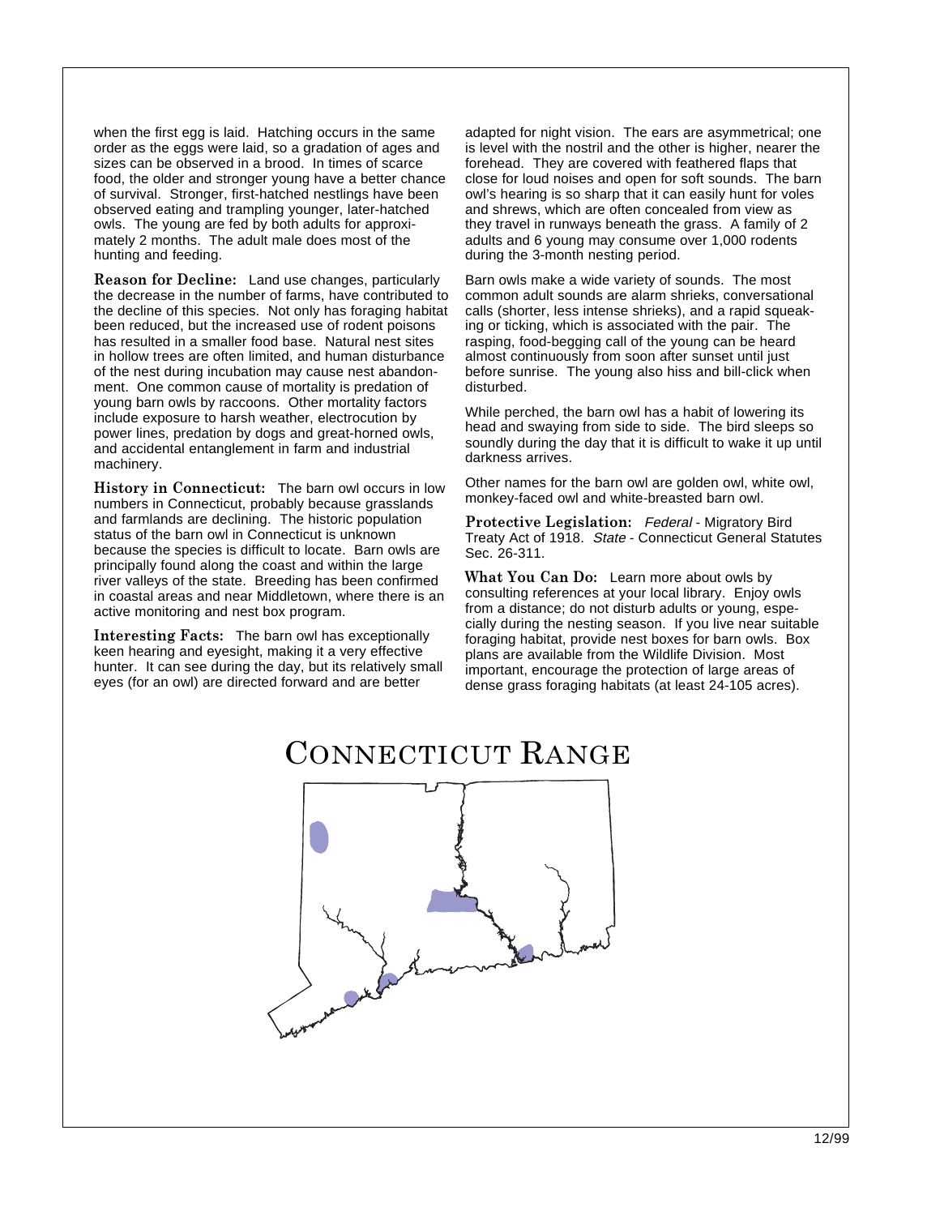when the first egg is laid. Hatching occurs in the same order as the eggs were laid, so a gradation of ages and sizes can be observed in a brood. In times of scarce food, the older and stronger young have a better chance of survival. Stronger, first-hatched nestlings have been observed eating and trampling younger, later-hatched owls. The young are fed by both adults for approximately 2 months. The adult male does most of the hunting and feeding.

**Reason for Decline:** Land use changes, particularly the decrease in the number of farms, have contributed to the decline of this species. Not only has foraging habitat been reduced, but the increased use of rodent poisons has resulted in a smaller food base. Natural nest sites in hollow trees are often limited, and human disturbance of the nest during incubation may cause nest abandonment. One common cause of mortality is predation of young barn owls by raccoons. Other mortality factors include exposure to harsh weather, electrocution by power lines, predation by dogs and great-horned owls, and accidental entanglement in farm and industrial machinery.

**History in Connecticut:** The barn owl occurs in low numbers in Connecticut, probably because grasslands and farmlands are declining. The historic population status of the barn owl in Connecticut is unknown because the species is difficult to locate. Barn owls are principally found along the coast and within the large river valleys of the state. Breeding has been confirmed in coastal areas and near Middletown, where there is an active monitoring and nest box program.

**Interesting Facts:** The barn owl has exceptionally keen hearing and eyesight, making it a very effective hunter. It can see during the day, but its relatively small eyes (for an owl) are directed forward and are better adapted for night vision. The ears are asymmetrical; one is level with the nostril and the other is higher, nearer the forehead. They are covered with feathered flaps that close for loud noises and open for soft sounds. The barn owl's hearing is so sharp that it can easily hunt for voles and shrews, which are often concealed from view as they travel in runways beneath the grass. A family of 2 adults and 6 young may consume over 1,000 rodents during the 3-month nesting period.

Barn owls make a wide variety of sounds. The most common adult sounds are alarm shrieks, conversational calls (shorter, less intense shrieks), and a rapid squeaking or ticking, which is associated with the pair. The rasping, food-begging call of the young can be heard almost continuously from soon after sunset until just before sunrise. The young also hiss and bill-click when disturbed.

While perched, the barn owl has a habit of lowering its head and swaying from side to side. The bird sleeps so soundly during the day that it is difficult to wake it up until darkness arrives.

Other names for the barn owl are golden owl, white owl, monkey-faced owl and white-breasted barn owl.

**Protective Legislation:** *Federal* - Migratory Bird Treaty Act of 1918. *State* - Connecticut General Statutes Sec. 26-311.

**What You Can Do:** Learn more about owls by consulting references at your local library. Enjoy owls from a distance; do not disturb adults or young, especially during the nesting season. If you live near suitable foraging habitat, provide nest boxes for barn owls. Box plans are available from the Wildlife Division. Most important, encourage the protection of large areas of dense grass foraging habitats (at least 24-105 acres).

## Connecticut Range

12/99